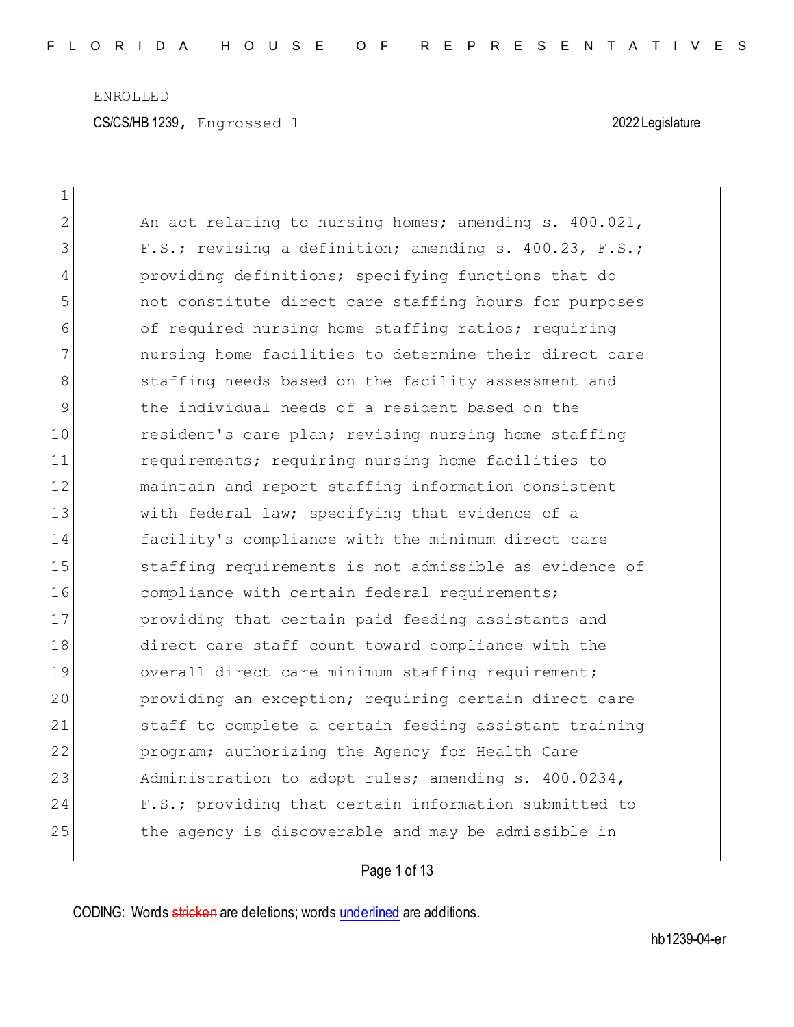ENROLLED

CS/CS/HB 1239, Engrossed 1 2022 Legislature

1

2 An act relating to nursing homes; amending s. 400.021,
3 F.S.; revising a definition; amending s. 400.23, F.S.;
4 providing definitions; specifying functions that do
5 not constitute direct care staffing hours for purposes
6 of required nursing home staffing ratios; requiring
7 nursing home facilities to determine their direct care
8 staffing needs based on the facility assessment and
9 the individual needs of a resident based on the
10 resident's care plan; revising nursing home staffing
11 requirements; requiring nursing home facilities to
12 maintain and report staffing information consistent
13 with federal law; specifying that evidence of a
14 facility's compliance with the minimum direct care
15 staffing requirements is not admissible as evidence of
16 compliance with certain federal requirements;
17 providing that certain paid feeding assistants and
18 direct care staff count toward compliance with the
19 overall direct care minimum staffing requirement;
20 providing an exception; requiring certain direct care
21 staff to complete a certain feeding assistant training
22 program; authorizing the Agency for Health Care
23 Administration to adopt rules; amending s. 400.0234,
24 F.S.; providing that certain information submitted to
25 the agency is discoverable and may be admissible in

CODING: Words stricken are deletions; words underlined are additions.

hb1239-04-er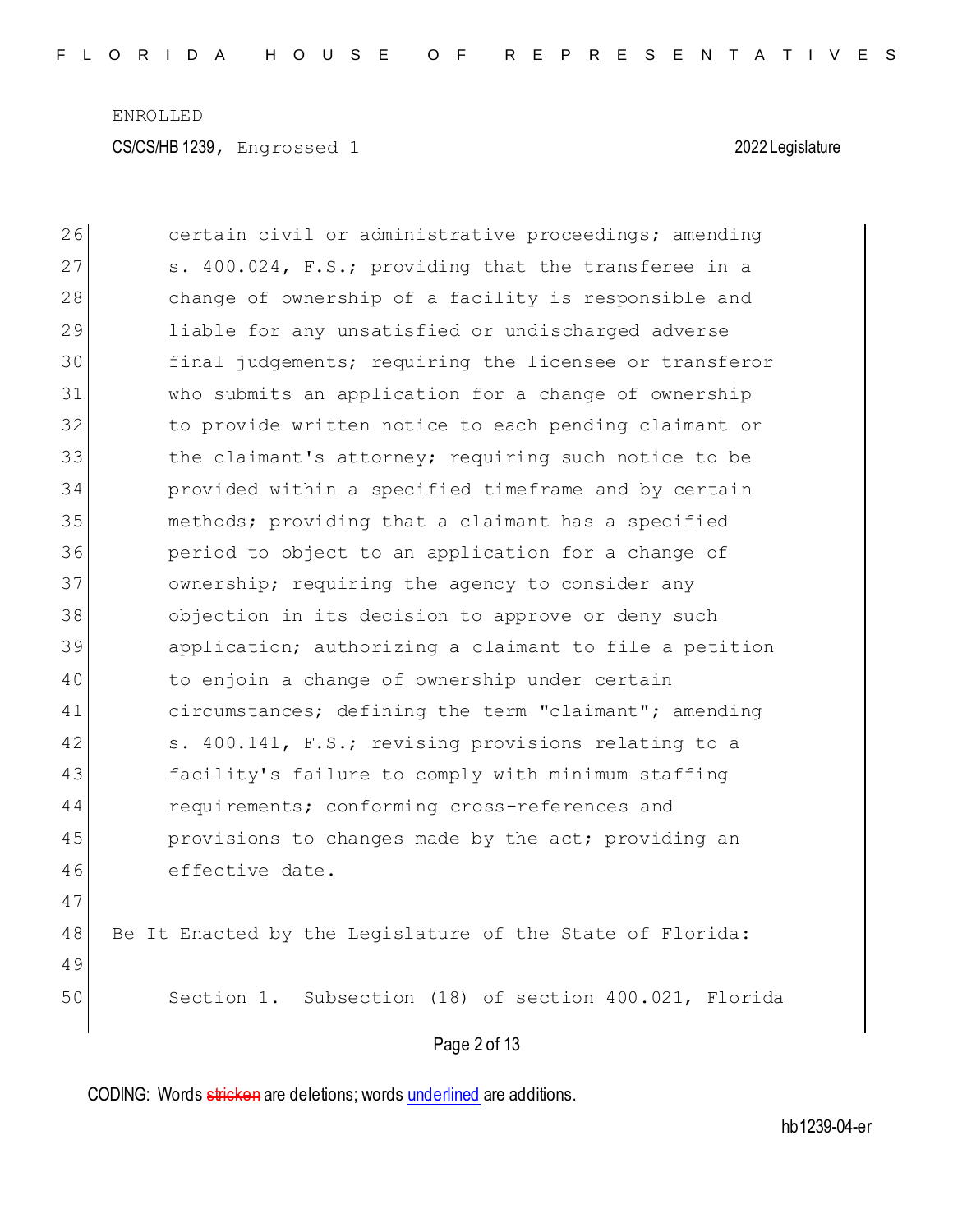certain civil or administrative proceedings; amending s. 400.024, F.S.; providing that the transferee in a change of ownership of a facility is responsible and liable for any unsatisfied or undischarged adverse final judgements; requiring the licensee or transferor who submits an application for a change of ownership to provide written notice to each pending claimant or the claimant's attorney; requiring such notice to be provided within a specified timeframe and by certain methods; providing that a claimant has a specified period to object to an application for a change of ownership; requiring the agency to consider any objection in its decision to approve or deny such application; authorizing a claimant to file a petition to enjoin a change of ownership under certain circumstances; defining the term "claimant"; amending s. 400.141, F.S.; revising provisions relating to a facility's failure to comply with minimum staffing requirements; conforming cross-references and provisions to changes made by the act; providing an effective date.

Be It Enacted by the Legislature of the State of Florida:

Section 1. Subsection (18) of section 400.021, Florida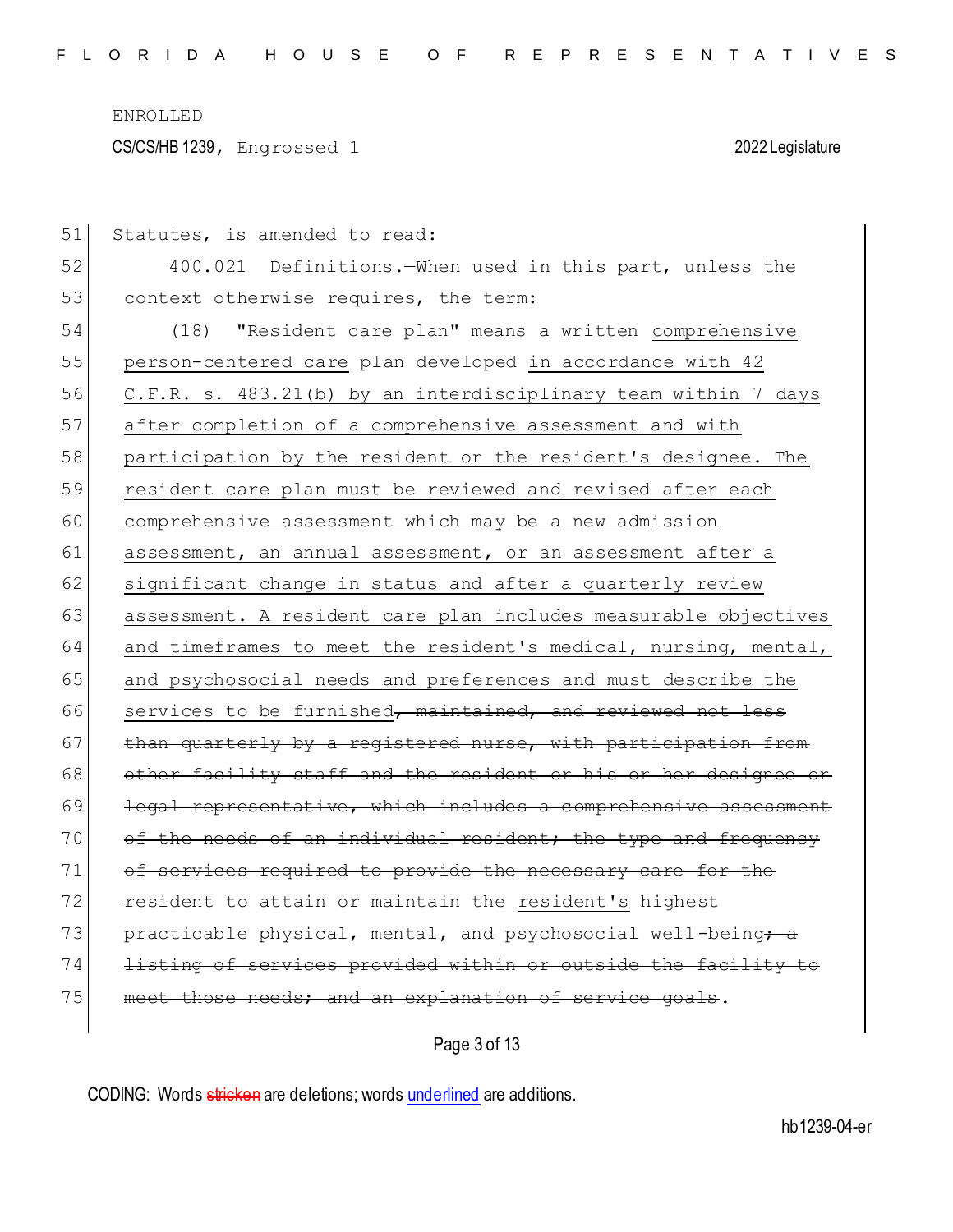Statutes, is amended to read:

400.021 Definitions.—When used in this part, unless the context otherwise requires, the term:

(18) "Resident care plan" means a written <u>comprehensive person-centered care</u> plan developed <u>in accordance with 42 C.F.R. s. 483.21(b) by an interdisciplinary team within 7 days after completion of a comprehensive assessment and with participation by the resident or the resident's designee. The resident care plan must be reviewed and revised after each comprehensive assessment which may be a new admission assessment, an annual assessment, or an assessment after a significant change in status and after a quarterly review assessment. A resident care plan includes measurable objectives and timeframes to meet the resident's medical, nursing, mental, and psychosocial needs and preferences and must describe the services to be furnished</u>~~, maintained, and reviewed not less than quarterly by a registered nurse, with participation from other facility staff and the resident or his or her designee or legal representative, which includes a comprehensive assessment of the needs of an individual resident; the type and frequency of services required to provide the necessary care for the resident~~ to attain or maintain the <u>resident's</u> highest practicable physical, mental, and psychosocial well-being~~; a listing of services provided within or outside the facility to meet those needs; and an explanation of service goals~~.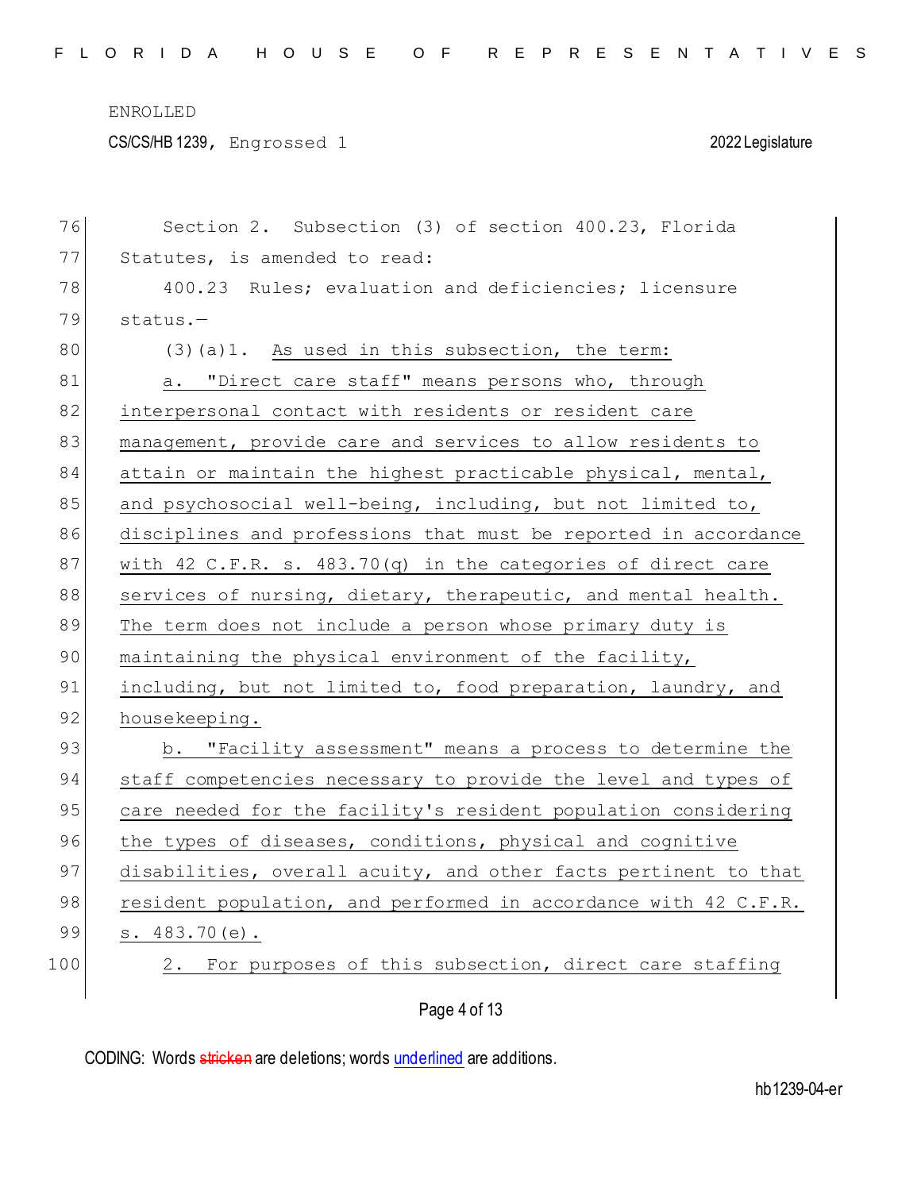Section 2. Subsection (3) of section 400.23, Florida Statutes, is amended to read:

400.23 Rules; evaluation and deficiencies; licensure status.—

(3)(a)1. <u>As used in this subsection, the term:</u>

<u>a. "Direct care staff" means persons who, through interpersonal contact with residents or resident care management, provide care and services to allow residents to attain or maintain the highest practicable physical, mental, and psychosocial well-being, including, but not limited to, disciplines and professions that must be reported in accordance with 42 C.F.R. s. 483.70(q) in the categories of direct care services of nursing, dietary, therapeutic, and mental health. The term does not include a person whose primary duty is maintaining the physical environment of the facility, including, but not limited to, food preparation, laundry, and housekeeping.</u>

<u>b. "Facility assessment" means a process to determine the staff competencies necessary to provide the level and types of care needed for the facility's resident population considering the types of diseases, conditions, physical and cognitive disabilities, overall acuity, and other facts pertinent to that resident population, and performed in accordance with 42 C.F.R. s. 483.70(e).</u>

2. For purposes of this subsection, direct care staffing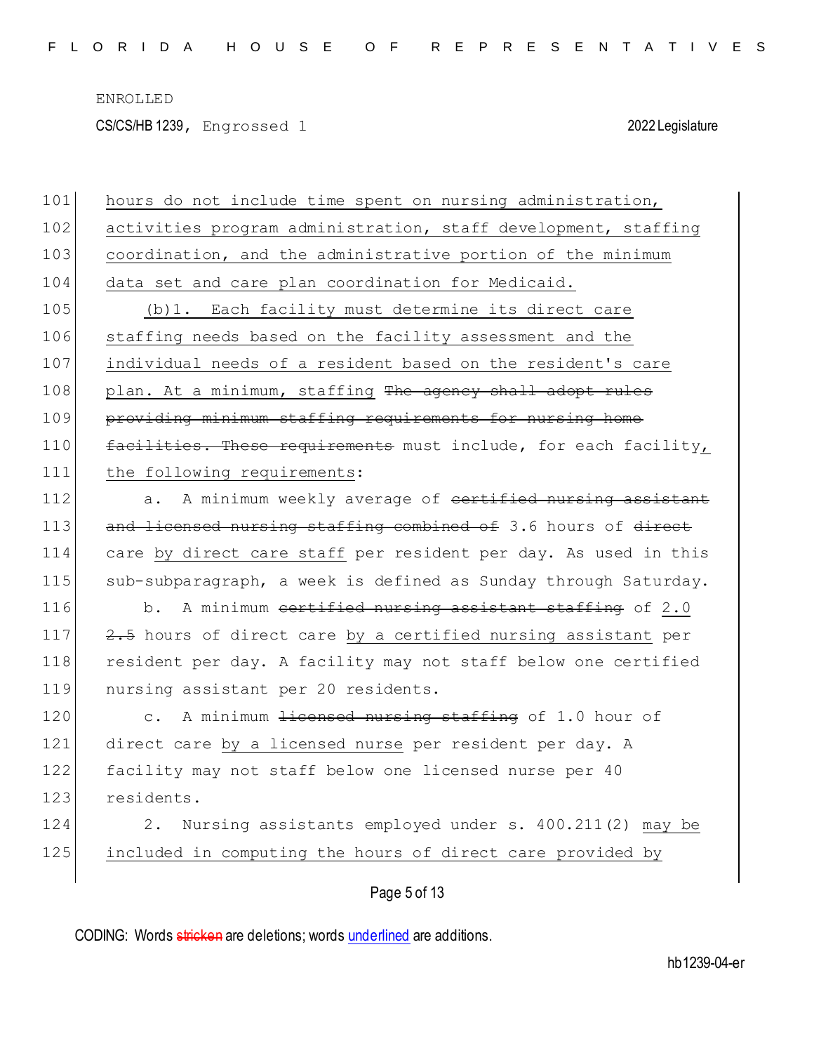ENROLLED

CS/CS/HB 1239, Engrossed 1 2022 Legislature

101 hours do not include time spent on nursing administration,
102 activities program administration, staff development, staffing
103 coordination, and the administrative portion of the minimum
104 data set and care plan coordination for Medicaid.
105 (b)1. Each facility must determine its direct care
106 staffing needs based on the facility assessment and the
107 individual needs of a resident based on the resident's care
108 plan. At a minimum, staffing ~~The agency shall adopt rules~~
109 ~~providing minimum staffing requirements for nursing home~~
110 ~~facilities. These requirements~~ must include, for each facility,
111 the following requirements:
112 a. A minimum weekly average of ~~certified nursing assistant~~
113 ~~and licensed nursing staffing combined of~~ 3.6 hours of ~~direct~~
114 care by direct care staff per resident per day. As used in this
115 sub-subparagraph, a week is defined as Sunday through Saturday.
116 b. A minimum ~~certified nursing assistant staffing~~ of 2.0
117 ~~2.5~~ hours of direct care by a certified nursing assistant per
118 resident per day. A facility may not staff below one certified
119 nursing assistant per 20 residents.
120 c. A minimum ~~licensed nursing staffing~~ of 1.0 hour of
121 direct care by a licensed nurse per resident per day. A
122 facility may not staff below one licensed nurse per 40
123 residents.
124 2. Nursing assistants employed under s. 400.211(2) may be
125 included in computing the hours of direct care provided by

CODING: Words ~~stricken~~ are deletions; words underlined are additions.

hb1239-04-er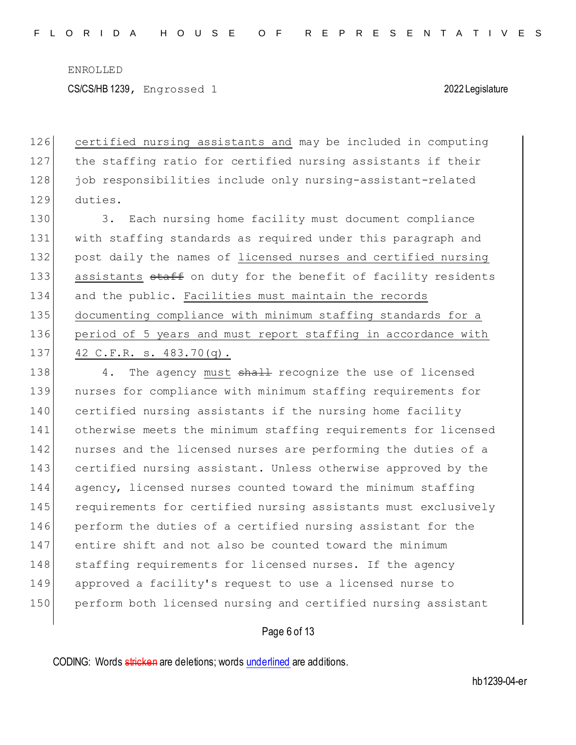certified nursing assistants and may be included in computing the staffing ratio for certified nursing assistants if their job responsibilities include only nursing-assistant-related duties.

3. Each nursing home facility must document compliance with staffing standards as required under this paragraph and post daily the names of licensed nurses and certified nursing assistants ~~staff~~ on duty for the benefit of facility residents and the public. Facilities must maintain the records documenting compliance with minimum staffing standards for a period of 5 years and must report staffing in accordance with 42 C.F.R. s. 483.70(q).

4. The agency must ~~shall~~ recognize the use of licensed nurses for compliance with minimum staffing requirements for certified nursing assistants if the nursing home facility otherwise meets the minimum staffing requirements for licensed nurses and the licensed nurses are performing the duties of a certified nursing assistant. Unless otherwise approved by the agency, licensed nurses counted toward the minimum staffing requirements for certified nursing assistants must exclusively perform the duties of a certified nursing assistant for the entire shift and not also be counted toward the minimum staffing requirements for licensed nurses. If the agency approved a facility's request to use a licensed nurse to perform both licensed nursing and certified nursing assistant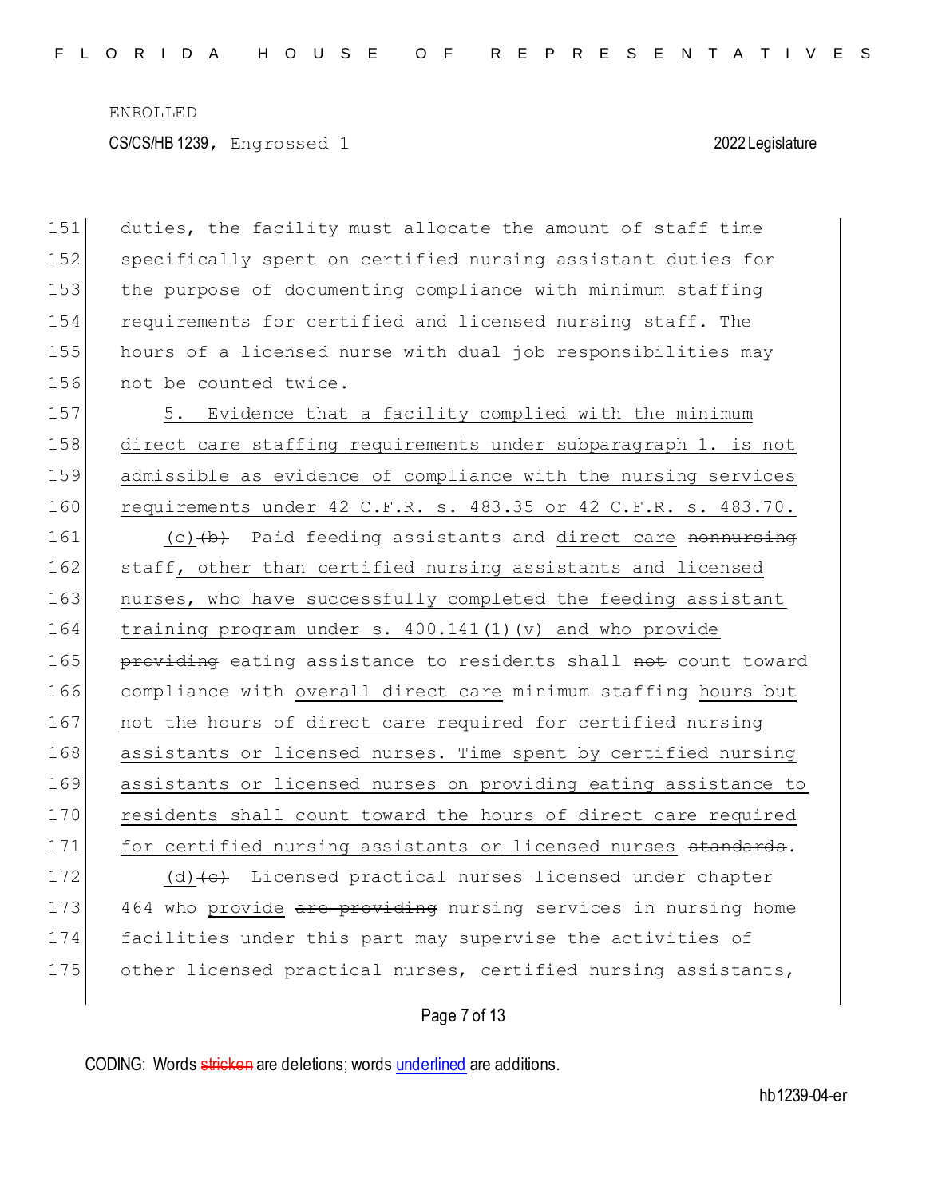ENROLLED

CS/CS/HB 1239, Engrossed 1 2022 Legislature

151 duties, the facility must allocate the amount of staff time
152 specifically spent on certified nursing assistant duties for
153 the purpose of documenting compliance with minimum staffing
154 requirements for certified and licensed nursing staff. The
155 hours of a licensed nurse with dual job responsibilities may
156 not be counted twice.

157 5. Evidence that a facility complied with the minimum
158 direct care staffing requirements under subparagraph 1. is not
159 admissible as evidence of compliance with the nursing services
160 requirements under 42 C.F.R. s. 483.35 or 42 C.F.R. s. 483.70.

161 (c) ~~(b)~~ Paid feeding assistants and direct care ~~nonnursing~~
162 staff, other than certified nursing assistants and licensed
163 nurses, who have successfully completed the feeding assistant
164 training program under s. 400.141(1)(v) and who provide
165 ~~providing~~ eating assistance to residents shall ~~not~~ count toward
166 compliance with overall direct care minimum staffing hours but
167 not the hours of direct care required for certified nursing
168 assistants or licensed nurses. Time spent by certified nursing
169 assistants or licensed nurses on providing eating assistance to
170 residents shall count toward the hours of direct care required
171 for certified nursing assistants or licensed nurses ~~standards~~.

172 (d) ~~(c)~~ Licensed practical nurses licensed under chapter
173 464 who provide ~~are providing~~ nursing services in nursing home
174 facilities under this part may supervise the activities of
175 other licensed practical nurses, certified nursing assistants,

CODING: Words ~~stricken~~ are deletions; words underlined are additions.

hb1239-04-er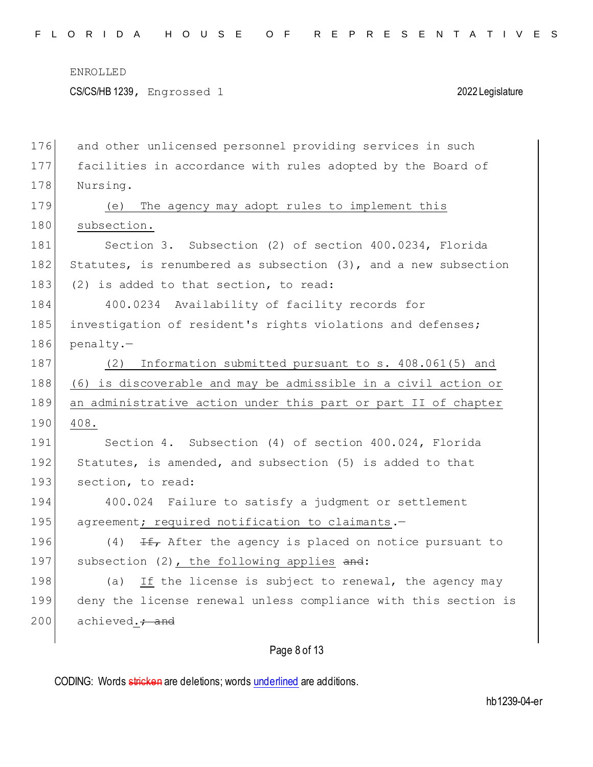and other unlicensed personnel providing services in such facilities in accordance with rules adopted by the Board of Nursing.

<u>(e) The agency may adopt rules to implement this subsection.</u>

Section 3. Subsection (2) of section 400.0234, Florida Statutes, is renumbered as subsection (3), and a new subsection (2) is added to that section, to read:

400.0234 Availability of facility records for investigation of resident's rights violations and defenses; penalty.—

<u>(2) Information submitted pursuant to s. 408.061(5) and (6) is discoverable and may be admissible in a civil action or an administrative action under this part or part II of chapter 408.</u>

Section 4. Subsection (4) of section 400.024, Florida Statutes, is amended, and subsection (5) is added to that section, to read:

400.024 Failure to satisfy a judgment or settlement agreement<u>; required notification to claimants</u>.—

(4) ~~If,~~ After the agency is placed on notice pursuant to subsection (2)<u>, the following applies</u> ~~and~~:

(a) <u>If</u> the license is subject to renewal, the agency may deny the license renewal unless compliance with this section is achieved<u>.</u>~~; and~~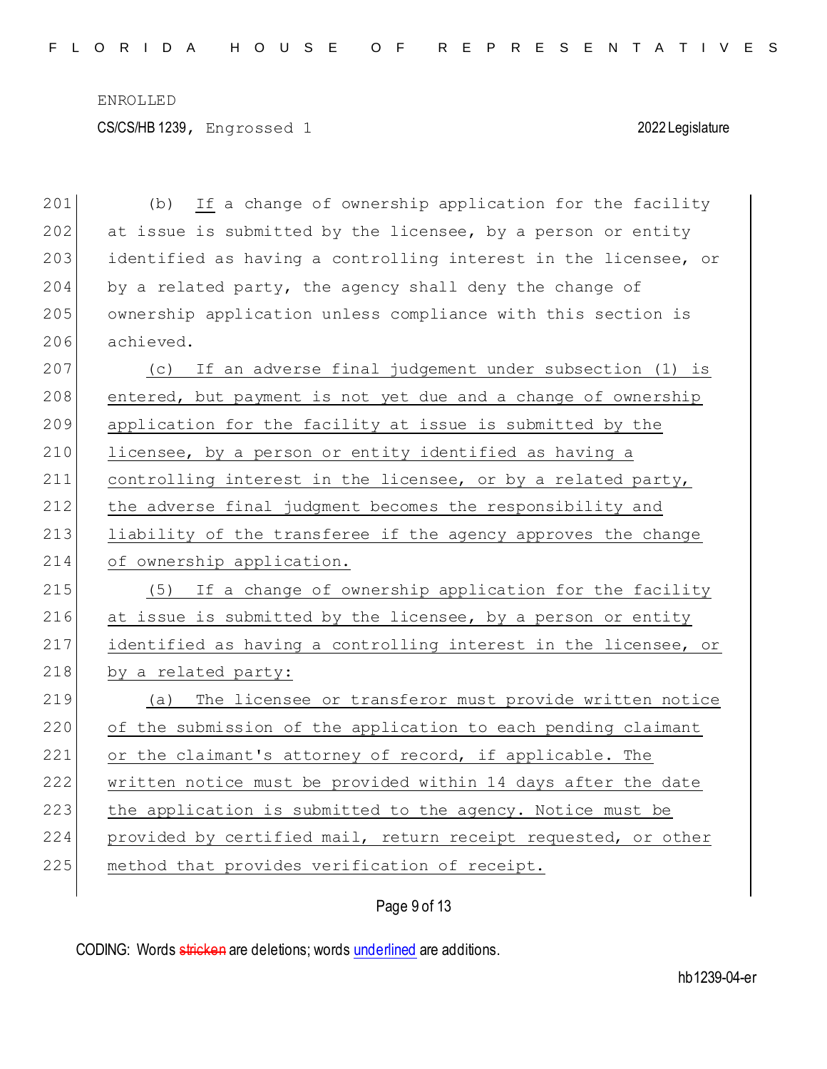(b) If a change of ownership application for the facility at issue is submitted by the licensee, by a person or entity identified as having a controlling interest in the licensee, or by a related party, the agency shall deny the change of ownership application unless compliance with this section is achieved.

(c) If an adverse final judgement under subsection (1) is entered, but payment is not yet due and a change of ownership application for the facility at issue is submitted by the licensee, by a person or entity identified as having a controlling interest in the licensee, or by a related party, the adverse final judgment becomes the responsibility and liability of the transferee if the agency approves the change of ownership application.

(5) If a change of ownership application for the facility at issue is submitted by the licensee, by a person or entity identified as having a controlling interest in the licensee, or by a related party:

(a) The licensee or transferor must provide written notice of the submission of the application to each pending claimant or the claimant's attorney of record, if applicable. The written notice must be provided within 14 days after the date the application is submitted to the agency. Notice must be provided by certified mail, return receipt requested, or other method that provides verification of receipt.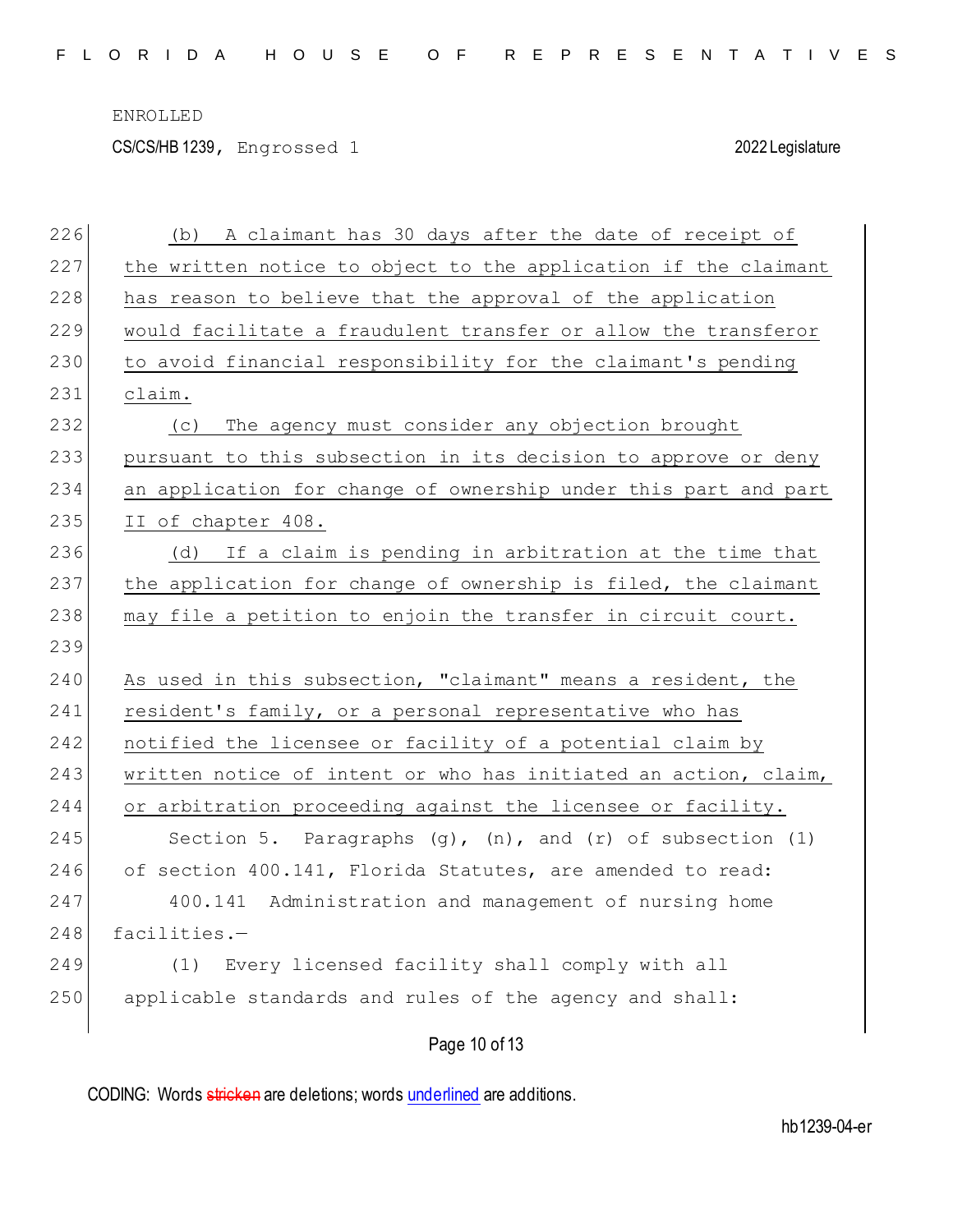(b) A claimant has 30 days after the date of receipt of the written notice to object to the application if the claimant has reason to believe that the approval of the application would facilitate a fraudulent transfer or allow the transferor to avoid financial responsibility for the claimant's pending claim.

(c) The agency must consider any objection brought pursuant to this subsection in its decision to approve or deny an application for change of ownership under this part and part II of chapter 408.

(d) If a claim is pending in arbitration at the time that the application for change of ownership is filed, the claimant may file a petition to enjoin the transfer in circuit court.

As used in this subsection, "claimant" means a resident, the resident's family, or a personal representative who has notified the licensee or facility of a potential claim by written notice of intent or who has initiated an action, claim, or arbitration proceeding against the licensee or facility.

Section 5. Paragraphs (g), (n), and (r) of subsection (1) of section 400.141, Florida Statutes, are amended to read:

400.141 Administration and management of nursing home facilities.—

(1) Every licensed facility shall comply with all applicable standards and rules of the agency and shall: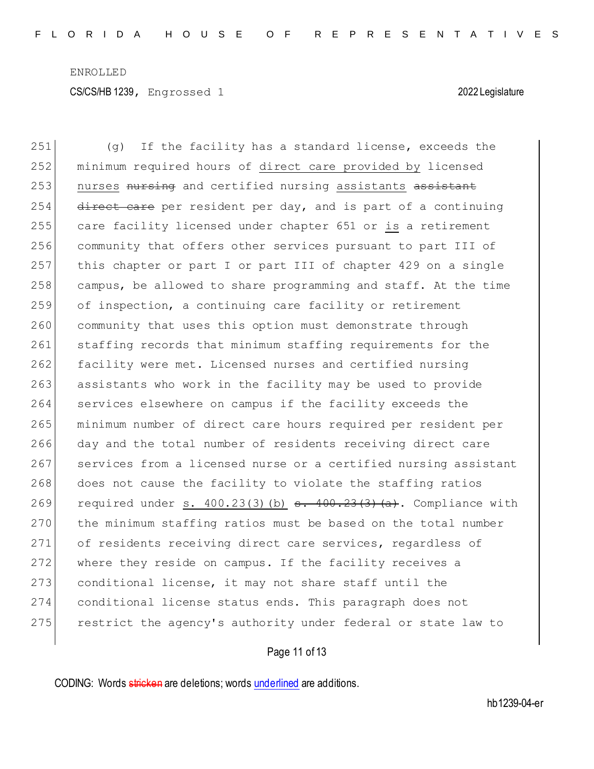(g) If the facility has a standard license, exceeds the minimum required hours of direct care provided by licensed nurses ~~nursing~~ and certified nursing assistants ~~assistant direct care~~ per resident per day, and is part of a continuing care facility licensed under chapter 651 or is a retirement community that offers other services pursuant to part III of this chapter or part I or part III of chapter 429 on a single campus, be allowed to share programming and staff. At the time of inspection, a continuing care facility or retirement community that uses this option must demonstrate through staffing records that minimum staffing requirements for the facility were met. Licensed nurses and certified nursing assistants who work in the facility may be used to provide services elsewhere on campus if the facility exceeds the minimum number of direct care hours required per resident per day and the total number of residents receiving direct care services from a licensed nurse or a certified nursing assistant does not cause the facility to violate the staffing ratios required under s. 400.23(3)(b) ~~s. 400.23(3)(a)~~. Compliance with the minimum staffing ratios must be based on the total number of residents receiving direct care services, regardless of where they reside on campus. If the facility receives a conditional license, it may not share staff until the conditional license status ends. This paragraph does not restrict the agency's authority under federal or state law to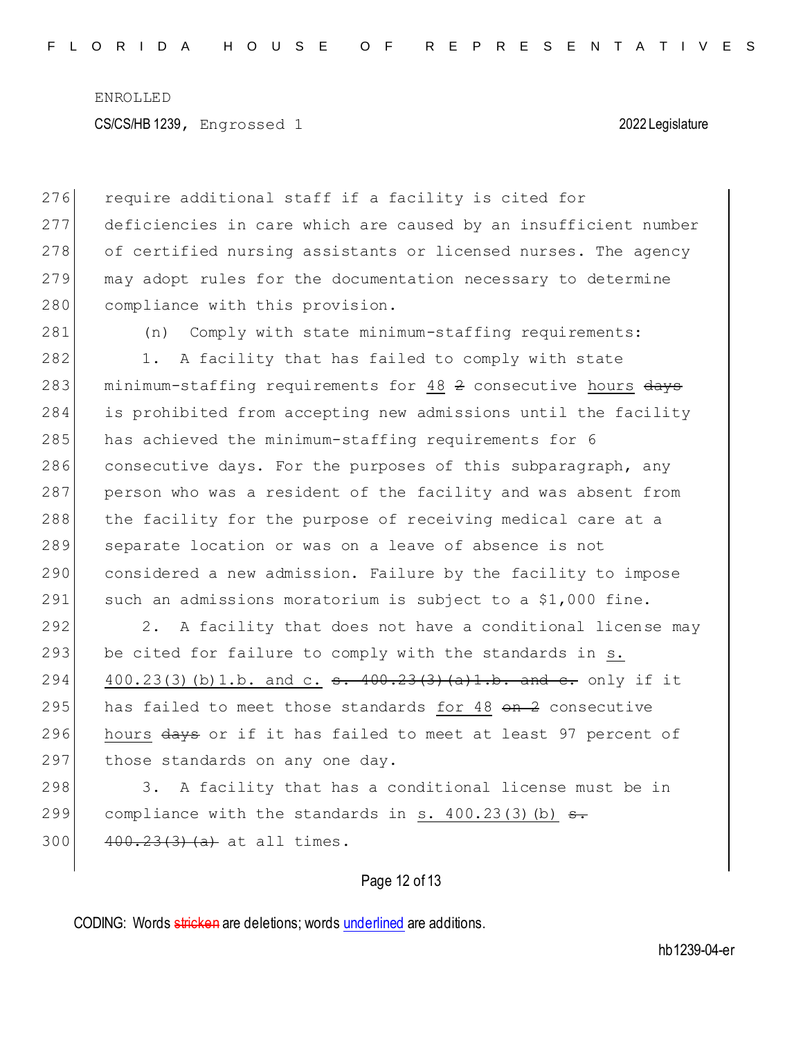require additional staff if a facility is cited for deficiencies in care which are caused by an insufficient number of certified nursing assistants or licensed nurses. The agency may adopt rules for the documentation necessary to determine compliance with this provision.

(n) Comply with state minimum-staffing requirements:

1. A facility that has failed to comply with state minimum-staffing requirements for <u>48</u> ~~2~~ consecutive <u>hours</u> ~~days~~ is prohibited from accepting new admissions until the facility has achieved the minimum-staffing requirements for 6 consecutive days. For the purposes of this subparagraph, any person who was a resident of the facility and was absent from the facility for the purpose of receiving medical care at a separate location or was on a leave of absence is not considered a new admission. Failure by the facility to impose such an admissions moratorium is subject to a $1,000 fine.

2. A facility that does not have a conditional license may be cited for failure to comply with the standards in <u>s. 400.23(3)(b)1.b. and c.</u> ~~s. 400.23(3)(a)1.b. and c.~~ only if it has failed to meet those standards <u>for 48</u> ~~on 2~~ consecutive <u>hours</u> ~~days~~ or if it has failed to meet at least 97 percent of those standards on any one day.

3. A facility that has a conditional license must be in compliance with the standards in <u>s. 400.23(3)(b)</u> ~~s. 400.23(3)(a)~~ at all times.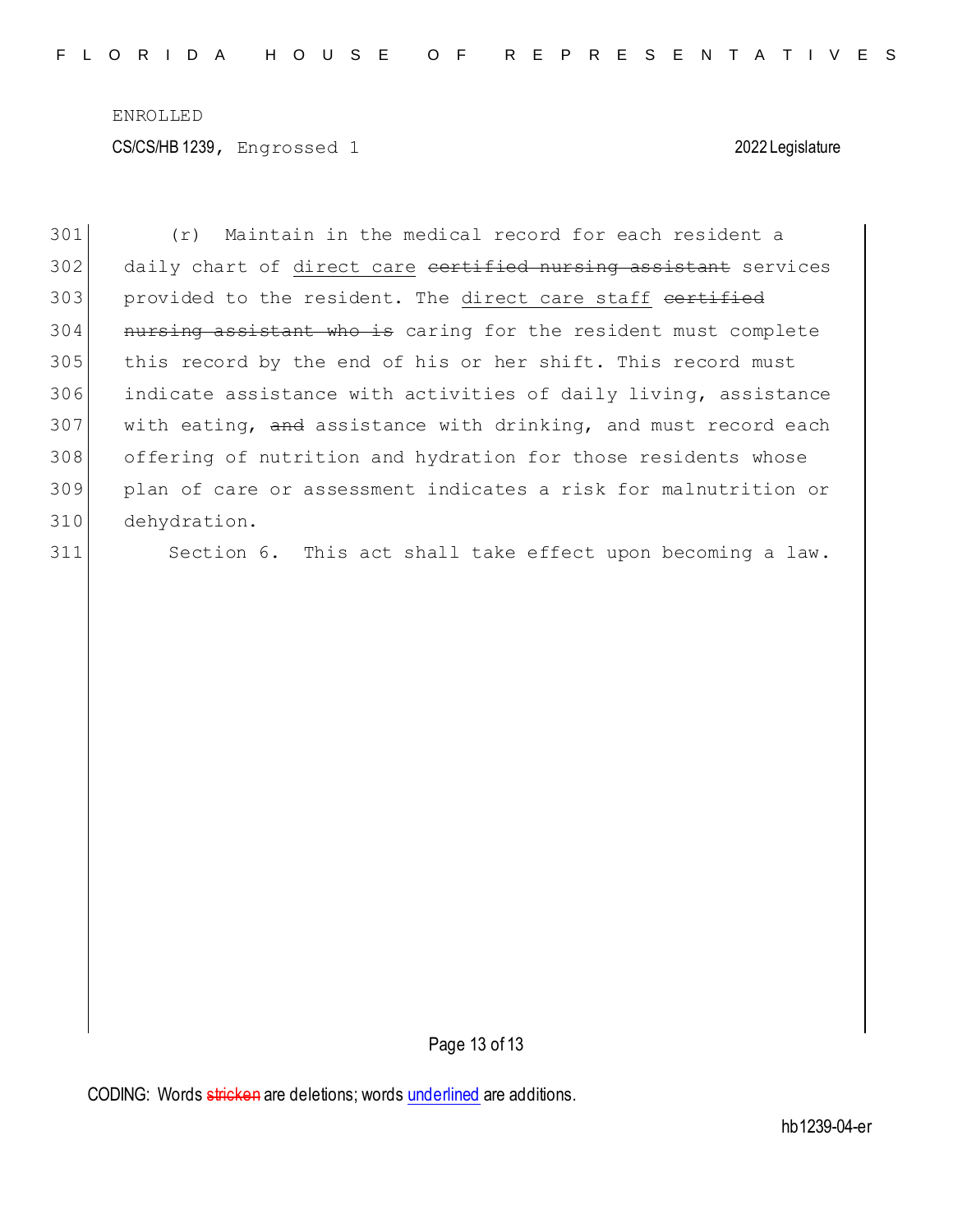301 (r) Maintain in the medical record for each resident a
302 daily chart of <u>direct care</u> ~~certified nursing assistant~~ services
303 provided to the resident. The <u>direct care staff</u> ~~certified~~
304 ~~nursing assistant who is~~ caring for the resident must complete
305 this record by the end of his or her shift. This record must
306 indicate assistance with activities of daily living, assistance
307 with eating, ~~and~~ assistance with drinking, and must record each
308 offering of nutrition and hydration for those residents whose
309 plan of care or assessment indicates a risk for malnutrition or
310 dehydration.

311 Section 6. This act shall take effect upon becoming a law.

CODING: Words ~~stricken~~ are deletions; words <u>underlined</u> are additions.